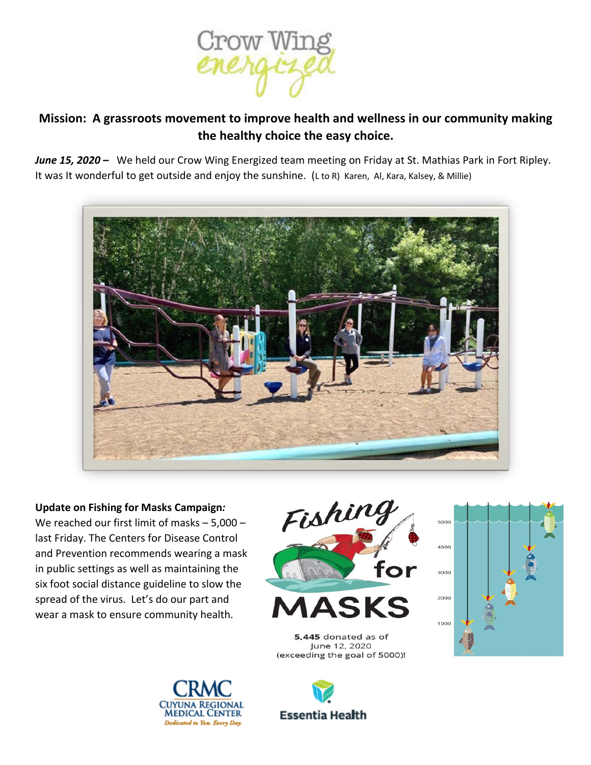Crow Wing energized

**Mission: A grassroots movement to improve health and wellness in our community making the healthy choice the easy choice.**

***June 15, 2020 –*** We held our Crow Wing Energized team meeting on Friday at St. Mathias Park in Fort Ripley. It was It wonderful to get outside and enjoy the sunshine. (L to R) Karen, Al, Kara, Kalsey, & Millie)

**Update on Fishing for Masks Campaign*:***
We reached our first limit of masks – 5,000 – last Friday. The Centers for Disease Control and Prevention recommends wearing a mask in public settings as well as maintaining the six foot social distance guideline to slow the spread of the virus. Let's do our part and wear a mask to ensure community health.

Fishing for MASKS

**5,445** donated as of June 12, 2020 (exceeding the goal of 5000)!

5000
4000
3000
2000
1000

CRMC CUYUNA REGIONAL MEDICAL CENTER *Dedicated to You. Every Day.*

Essentia Health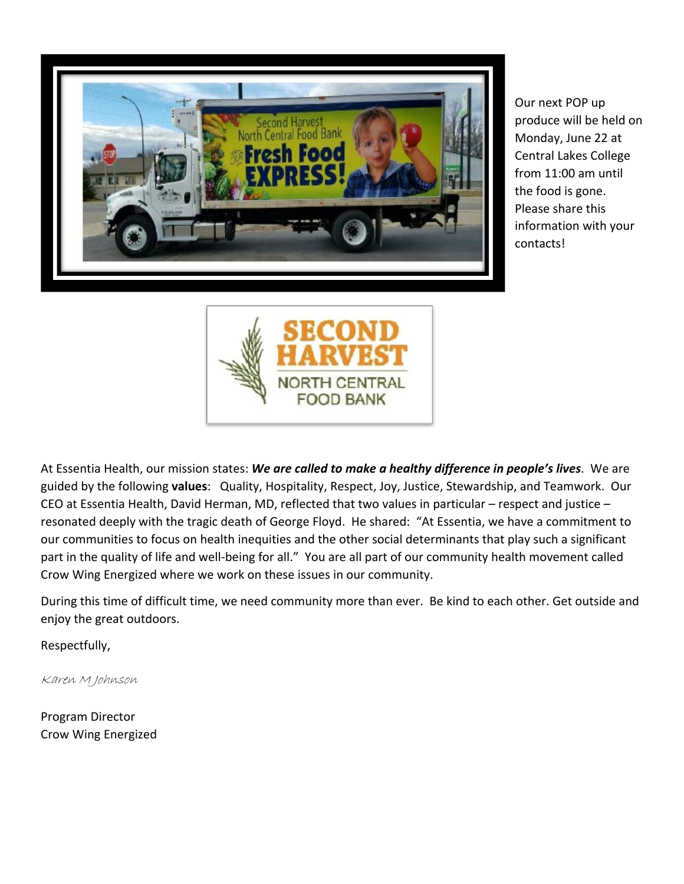Our next POP up produce will be held on Monday, June 22 at Central Lakes College from 11:00 am until the food is gone. Please share this information with your contacts!

At Essentia Health, our mission states: ***We are called to make a healthy difference in people's lives***. We are guided by the following **values**: Quality, Hospitality, Respect, Joy, Justice, Stewardship, and Teamwork. Our CEO at Essentia Health, David Herman, MD, reflected that two values in particular – respect and justice – resonated deeply with the tragic death of George Floyd. He shared: "At Essentia, we have a commitment to our communities to focus on health inequities and the other social determinants that play such a significant part in the quality of life and well-being for all." You are all part of our community health movement called Crow Wing Energized where we work on these issues in our community.

During this time of difficult time, we need community more than ever. Be kind to each other. Get outside and enjoy the great outdoors.

Respectfully,

*Karen M Johnson*

Program Director
Crow Wing Energized